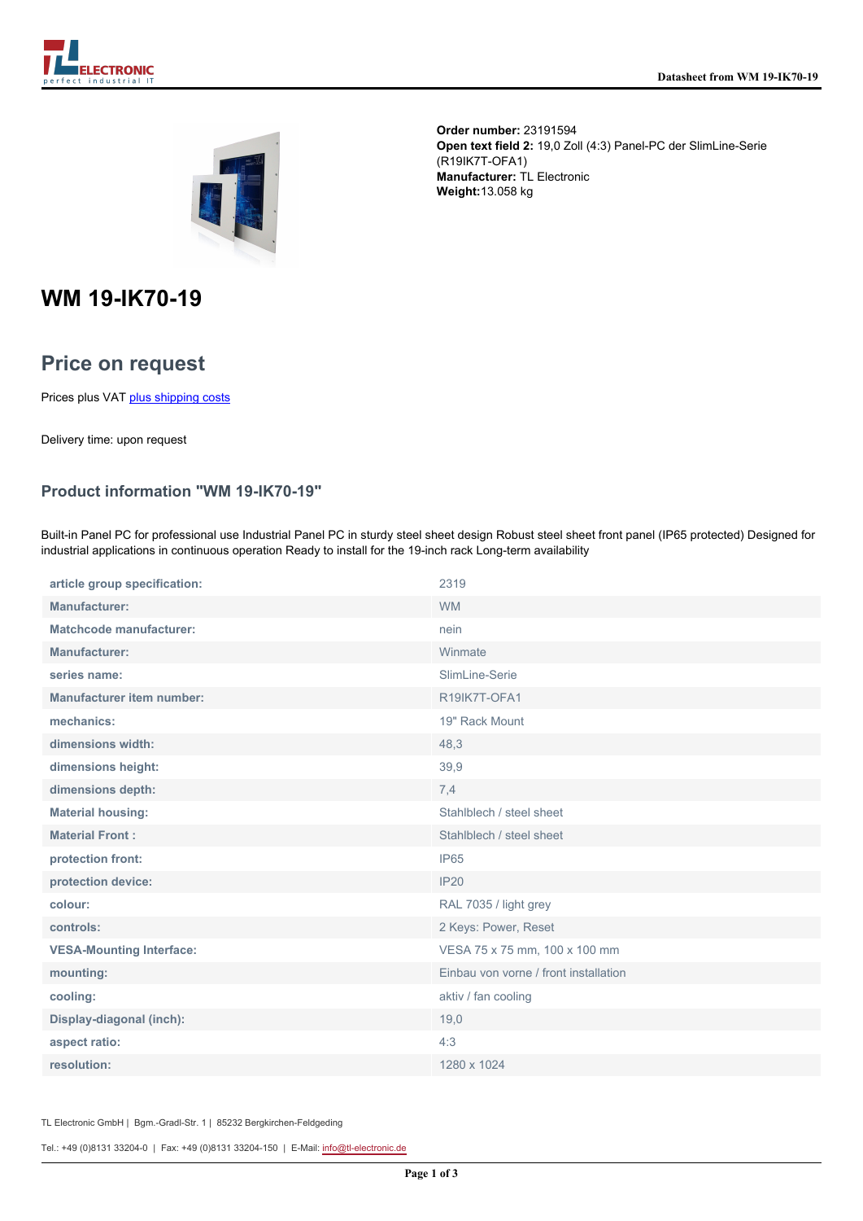**Order number:** 23191594
**Open text field 2:** 19,0 Zoll (4:3) Panel-PC der SlimLine-Serie (R19IK7T-OFA1)
**Manufacturer:** TL Electronic
**Weight:**13.058 kg

# WM 19-IK70-19

## Price on request

Prices plus VAT plus shipping costs

Delivery time: upon request

### Product information "WM 19-IK70-19"

Built-in Panel PC for professional use Industrial Panel PC in sturdy steel sheet design Robust steel sheet front panel (IP65 protected) Designed for industrial applications in continuous operation Ready to install for the 19-inch rack Long-term availability

| | |
|---|---|
| **article group specification:** | 2319 |
| **Manufacturer:** | WM |
| **Matchcode manufacturer:** | nein |
| **Manufacturer:** | Winmate |
| **series name:** | SlimLine-Serie |
| **Manufacturer item number:** | R19IK7T-OFA1 |
| **mechanics:** | 19" Rack Mount |
| **dimensions width:** | 48,3 |
| **dimensions height:** | 39,9 |
| **dimensions depth:** | 7,4 |
| **Material housing:** | Stahlblech / steel sheet |
| **Material Front :** | Stahlblech / steel sheet |
| **protection front:** | IP65 |
| **protection device:** | IP20 |
| **colour:** | RAL 7035 / light grey |
| **controls:** | 2 Keys: Power, Reset |
| **VESA-Mounting Interface:** | VESA 75 x 75 mm, 100 x 100 mm |
| **mounting:** | Einbau von vorne / front installation |
| **cooling:** | aktiv / fan cooling |
| **Display-diagonal (inch):** | 19,0 |
| **aspect ratio:** | 4:3 |
| **resolution:** | 1280 x 1024 |

TL Electronic GmbH | Bgm.-Gradl-Str. 1 | 85232 Bergkirchen-Feldgeding

Tel.: +49 (0)8131 33204-0 | Fax: +49 (0)8131 33204-150 | E-Mail: info@tl-electronic.de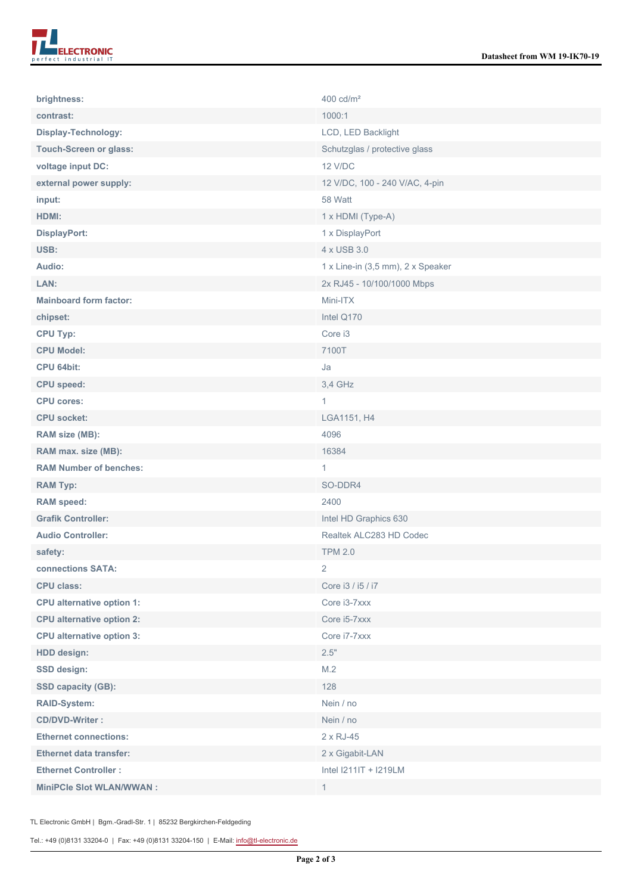| | |
|---|---|
| **brightness:** | 400 cd/m² |
| **contrast:** | 1000:1 |
| **Display-Technology:** | LCD, LED Backlight |
| **Touch-Screen or glass:** | Schutzglas / protective glass |
| **voltage input DC:** | 12 V/DC |
| **external power supply:** | 12 V/DC, 100 - 240 V/AC, 4-pin |
| **input:** | 58 Watt |
| **HDMI:** | 1 x HDMI (Type-A) |
| **DisplayPort:** | 1 x DisplayPort |
| **USB:** | 4 x USB 3.0 |
| **Audio:** | 1 x Line-in (3,5 mm), 2 x Speaker |
| **LAN:** | 2x RJ45 - 10/100/1000 Mbps |
| **Mainboard form factor:** | Mini-ITX |
| **chipset:** | Intel Q170 |
| **CPU Typ:** | Core i3 |
| **CPU Model:** | 7100T |
| **CPU 64bit:** | Ja |
| **CPU speed:** | 3,4 GHz |
| **CPU cores:** | 1 |
| **CPU socket:** | LGA1151, H4 |
| **RAM size (MB):** | 4096 |
| **RAM max. size (MB):** | 16384 |
| **RAM Number of benches:** | 1 |
| **RAM Typ:** | SO-DDR4 |
| **RAM speed:** | 2400 |
| **Grafik Controller:** | Intel HD Graphics 630 |
| **Audio Controller:** | Realtek ALC283 HD Codec |
| **safety:** | TPM 2.0 |
| **connections SATA:** | 2 |
| **CPU class:** | Core i3 / i5 / i7 |
| **CPU alternative option 1:** | Core i3-7xxx |
| **CPU alternative option 2:** | Core i5-7xxx |
| **CPU alternative option 3:** | Core i7-7xxx |
| **HDD design:** | 2.5" |
| **SSD design:** | M.2 |
| **SSD capacity (GB):** | 128 |
| **RAID-System:** | Nein / no |
| **CD/DVD-Writer :** | Nein / no |
| **Ethernet connections:** | 2 x RJ-45 |
| **Ethernet data transfer:** | 2 x Gigabit-LAN |
| **Ethernet Controller :** | Intel I211IT + I219LM |
| **MiniPCIe Slot WLAN/WWAN :** | 1 |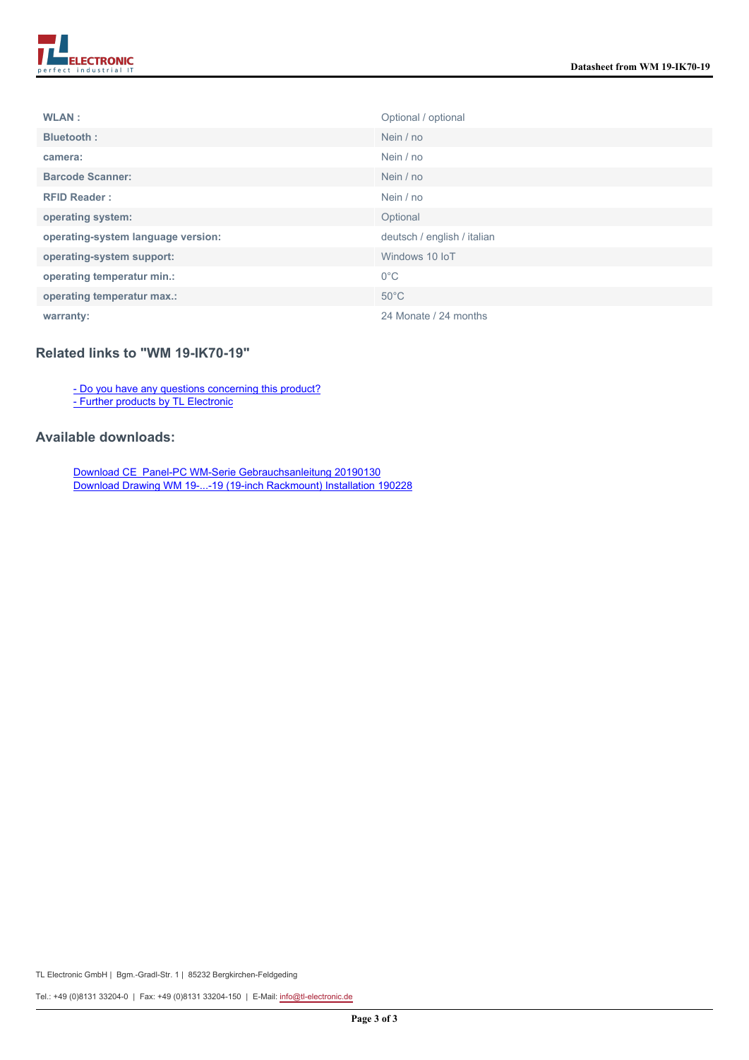| | |
|---|---|
| **WLAN :** | Optional / optional |
| **Bluetooth :** | Nein / no |
| **camera:** | Nein / no |
| **Barcode Scanner:** | Nein / no |
| **RFID Reader :** | Nein / no |
| **operating system:** | Optional |
| **operating-system language version:** | deutsch / english / italian |
| **operating-system support:** | Windows 10 IoT |
| **operating temperatur min.:** | 0°C |
| **operating temperatur max.:** | 50°C |
| **warranty:** | 24 Monate / 24 months |

## Related links to "WM 19-IK70-19"

- Do you have any questions concerning this product?
- Further products by TL Electronic

## Available downloads:

Download CE  Panel-PC WM-Serie Gebrauchsanleitung 20190130
Download Drawing WM 19-...-19 (19-inch Rackmount) Installation 190228

TL Electronic GmbH | Bgm.-Gradl-Str. 1 | 85232 Bergkirchen-Feldgeding

Tel.: +49 (0)8131 33204-0 | Fax: +49 (0)8131 33204-150 | E-Mail: info@tl-electronic.de